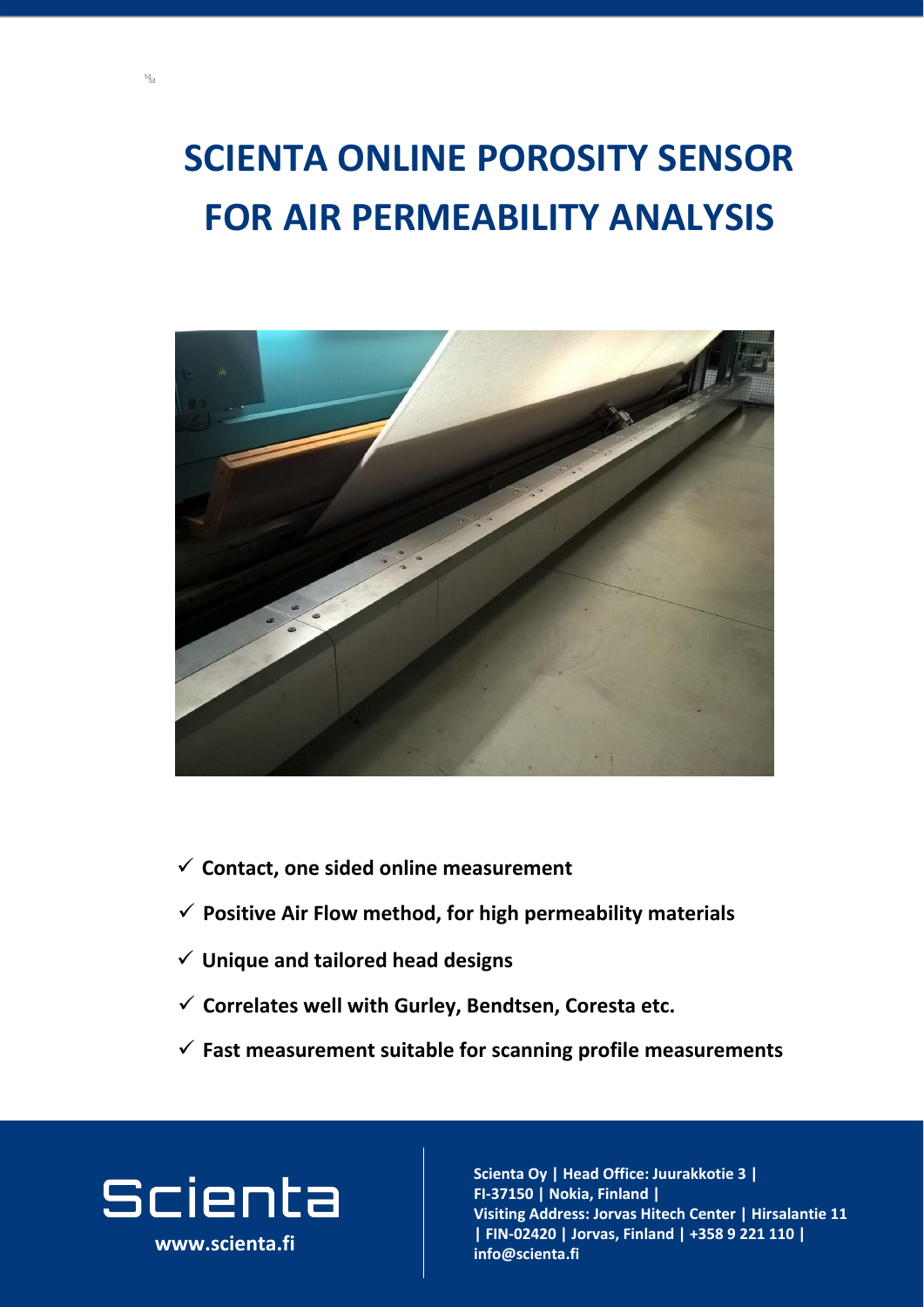# SCIENTA ONLINE POROSITY SENSOR FOR AIR PERMEABILITY ANALYSIS

- ✓ **Contact, one sided online measurement**
- ✓ **Positive Air Flow method, for high permeability materials**
- ✓ **Unique and tailored head designs**
- ✓ **Correlates well with Gurley, Bendtsen, Coresta etc.**
- ✓ **Fast measurement suitable for scanning profile measurements**

Scienta

**www.scienta.fi**

**Scienta Oy | Head Office: Juurakkotie 3 | FI-37150 | Nokia, Finland | Visiting Address: Jorvas Hitech Center | Hirsalantie 11 | FIN-02420 | Jorvas, Finland | +358 9 221 110 | info@scienta.fi**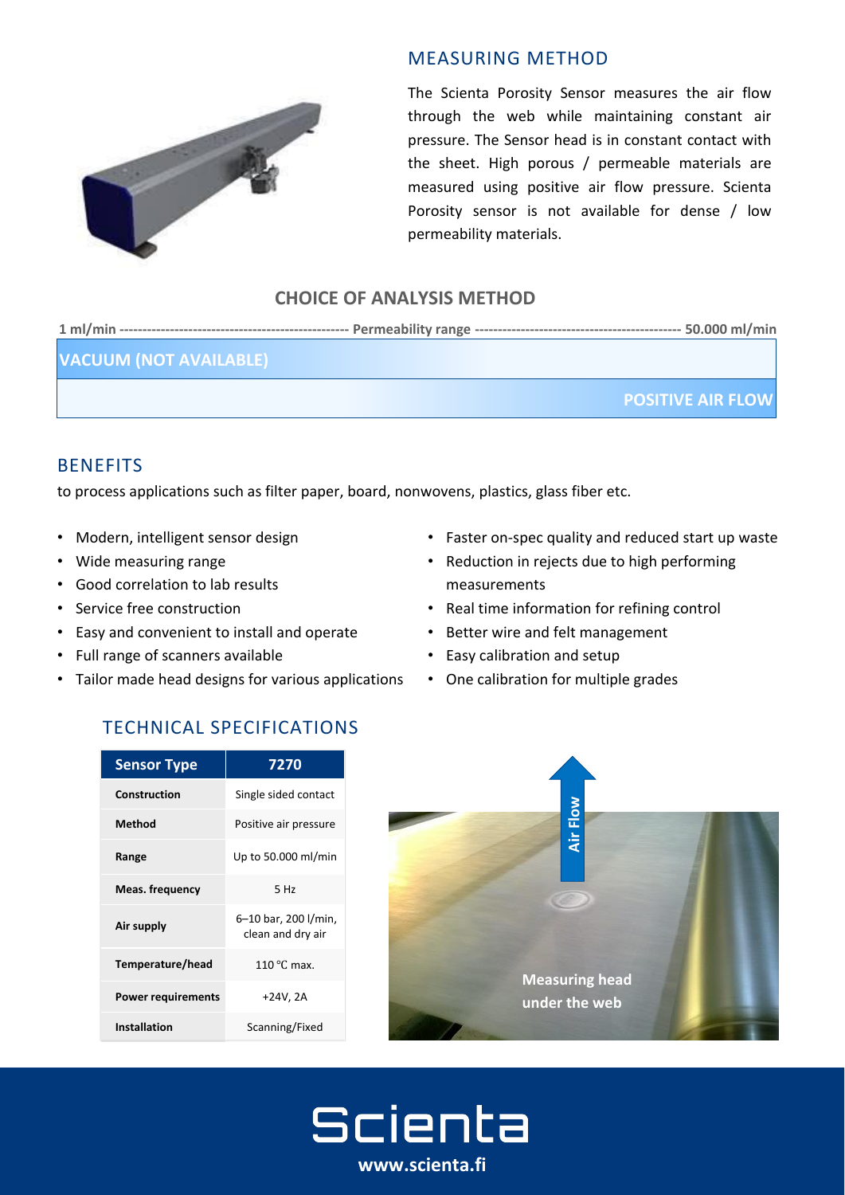## MEASURING METHOD

The Scienta Porosity Sensor measures the air flow through the web while maintaining constant air pressure. The Sensor head is in constant contact with the sheet. High porous / permeable materials are measured using positive air flow pressure. Scienta Porosity sensor is not available for dense / low permeability materials.

## CHOICE OF ANALYSIS METHOD

**1 ml/min ------------------------------------------------- Permeability range -------------------------------------------- 50.000 ml/min**

**VACUUM (NOT AVAILABLE)**

**POSITIVE AIR FLOW**

## BENEFITS

to process applications such as filter paper, board, nonwovens, plastics, glass fiber etc.

- Modern, intelligent sensor design
- Wide measuring range
- Good correlation to lab results
- Service free construction
- Easy and convenient to install and operate
- Full range of scanners available
- Tailor made head designs for various applications
- Faster on-spec quality and reduced start up waste
- Reduction in rejects due to high performing measurements
- Real time information for refining control
- Better wire and felt management
- Easy calibration and setup
- One calibration for multiple grades

## TECHNICAL SPECIFICATIONS

| Sensor Type | 7270 |
|---|---|
| **Construction** | Single sided contact |
| **Method** | Positive air pressure |
| **Range** | Up to 50.000 ml/min |
| **Meas. frequency** | 5 Hz |
| **Air supply** | 6–10 bar, 200 l/min, clean and dry air |
| **Temperature/head** | 110 °C max. |
| **Power requirements** | +24V, 2A |
| **Installation** | Scanning/Fixed |

Air Flow

Measuring head under the web

Scienta

www.scienta.fi